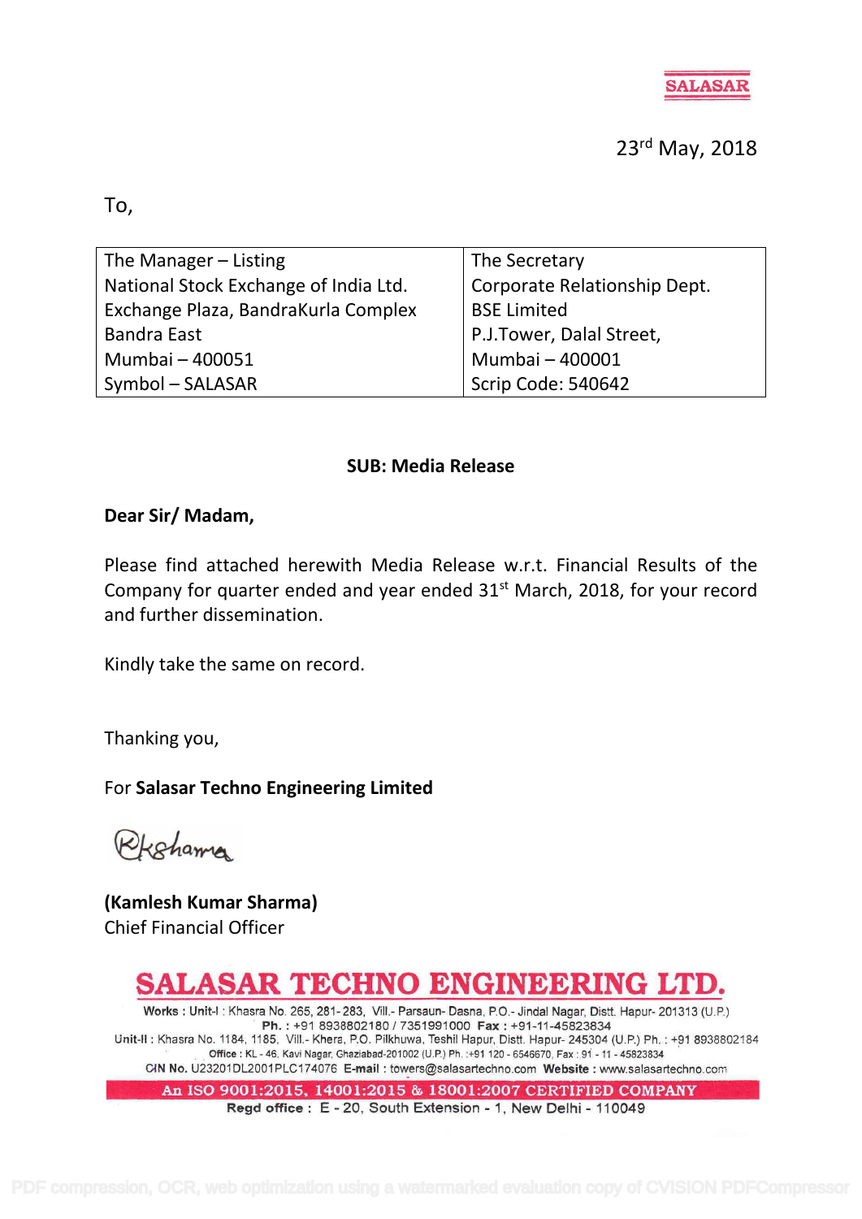SALASAR

23rd May, 2018

To,

| The Manager – Listing<br>National Stock Exchange of India Ltd.<br>Exchange Plaza, BandraKurla Complex<br>Bandra East<br>Mumbai – 400051<br>Symbol – SALASAR | The Secretary<br>Corporate Relationship Dept.<br>BSE Limited<br>P.J.Tower, Dalal Street,<br>Mumbai – 400001<br>Scrip Code: 540642 |
|---|---|

**SUB: Media Release**

**Dear Sir/ Madam,**

Please find attached herewith Media Release w.r.t. Financial Results of the Company for quarter ended and year ended 31st March, 2018, for your record and further dissemination.

Kindly take the same on record.

Thanking you,

For **Salasar Techno Engineering Limited**

**(Kamlesh Kumar Sharma)**
Chief Financial Officer

**SALASAR TECHNO ENGINEERING LTD.**

Works : Unit-I : Khasra No. 265, 281-283, Vill.- Parsaun- Dasna, P.O.- Jindal Nagar, Distt. Hapur- 201313 (U.P.)
Ph. : +91 8938802180 / 7351991000 Fax : +91-11-45823834
Unit-II : Khasra No. 1184, 1185, Vill.- Khera, P.O. Pilkhuwa, Teshil Hapur, Distt. Hapur- 245304 (U.P.) Ph. : +91 8938802184
Office : KL - 46, Kavi Nagar, Ghaziabad-201002 (U.P.) Ph. :+91 120 - 6546670, Fax : 91 - 11 - 45823834
CIN No. U23201DL2001PLC174076 E-mail : towers@salasartechno.com Website : www.salasartechno.com

An ISO 9001:2015, 14001:2015 & 18001:2007 CERTIFIED COMPANY

Regd office : E - 20, South Extension - 1, New Delhi - 110049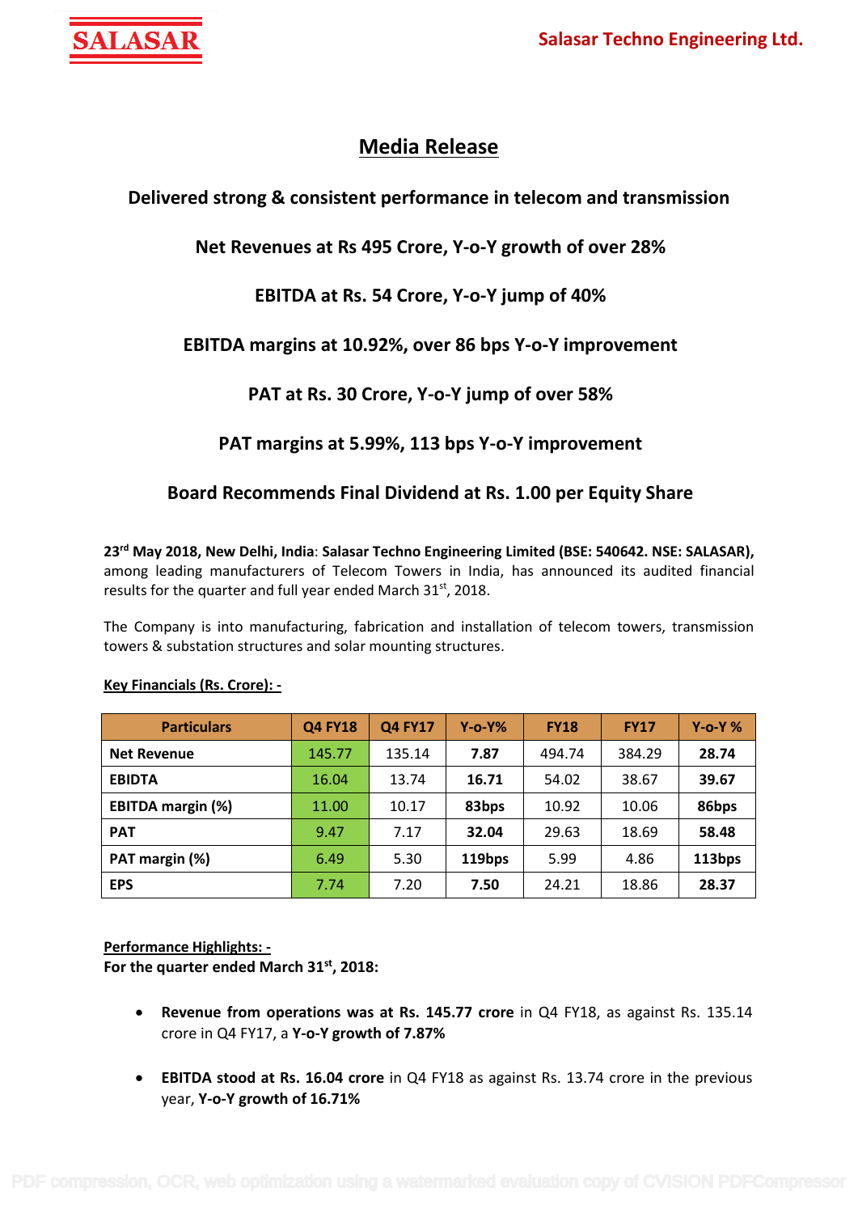# Media Release

**Delivered strong & consistent performance in telecom and transmission**

**Net Revenues at Rs 495 Crore, Y-o-Y growth of over 28%**

**EBITDA at Rs. 54 Crore, Y-o-Y jump of 40%**

**EBITDA margins at 10.92%, over 86 bps Y-o-Y improvement**

**PAT at Rs. 30 Crore, Y-o-Y jump of over 58%**

**PAT margins at 5.99%, 113 bps Y-o-Y improvement**

**Board Recommends Final Dividend at Rs. 1.00 per Equity Share**

**23rd May 2018, New Delhi, India**: **Salasar Techno Engineering Limited (BSE: 540642. NSE: SALASAR),** among leading manufacturers of Telecom Towers in India, has announced its audited financial results for the quarter and full year ended March 31st, 2018.

The Company is into manufacturing, fabrication and installation of telecom towers, transmission towers & substation structures and solar mounting structures.

**Key Financials (Rs. Crore): -**

| Particulars | Q4 FY18 | Q4 FY17 | Y-o-Y% | FY18 | FY17 | Y-o-Y % |
|---|---|---|---|---|---|---|
| **Net Revenue** | 145.77 | 135.14 | **7.87** | 494.74 | 384.29 | **28.74** |
| **EBIDTA** | 16.04 | 13.74 | **16.71** | 54.02 | 38.67 | **39.67** |
| **EBITDA margin (%)** | 11.00 | 10.17 | **83bps** | 10.92 | 10.06 | **86bps** |
| **PAT** | 9.47 | 7.17 | **32.04** | 29.63 | 18.69 | **58.48** |
| **PAT margin (%)** | 6.49 | 5.30 | **119bps** | 5.99 | 4.86 | **113bps** |
| **EPS** | 7.74 | 7.20 | **7.50** | 24.21 | 18.86 | **28.37** |

**Performance Highlights: -**

**For the quarter ended March 31st, 2018:**

- **Revenue from operations was at Rs. 145.77 crore** in Q4 FY18, as against Rs. 135.14 crore in Q4 FY17, a **Y-o-Y growth of 7.87%**
- **EBITDA stood at Rs. 16.04 crore** in Q4 FY18 as against Rs. 13.74 crore in the previous year, **Y-o-Y growth of 16.71%**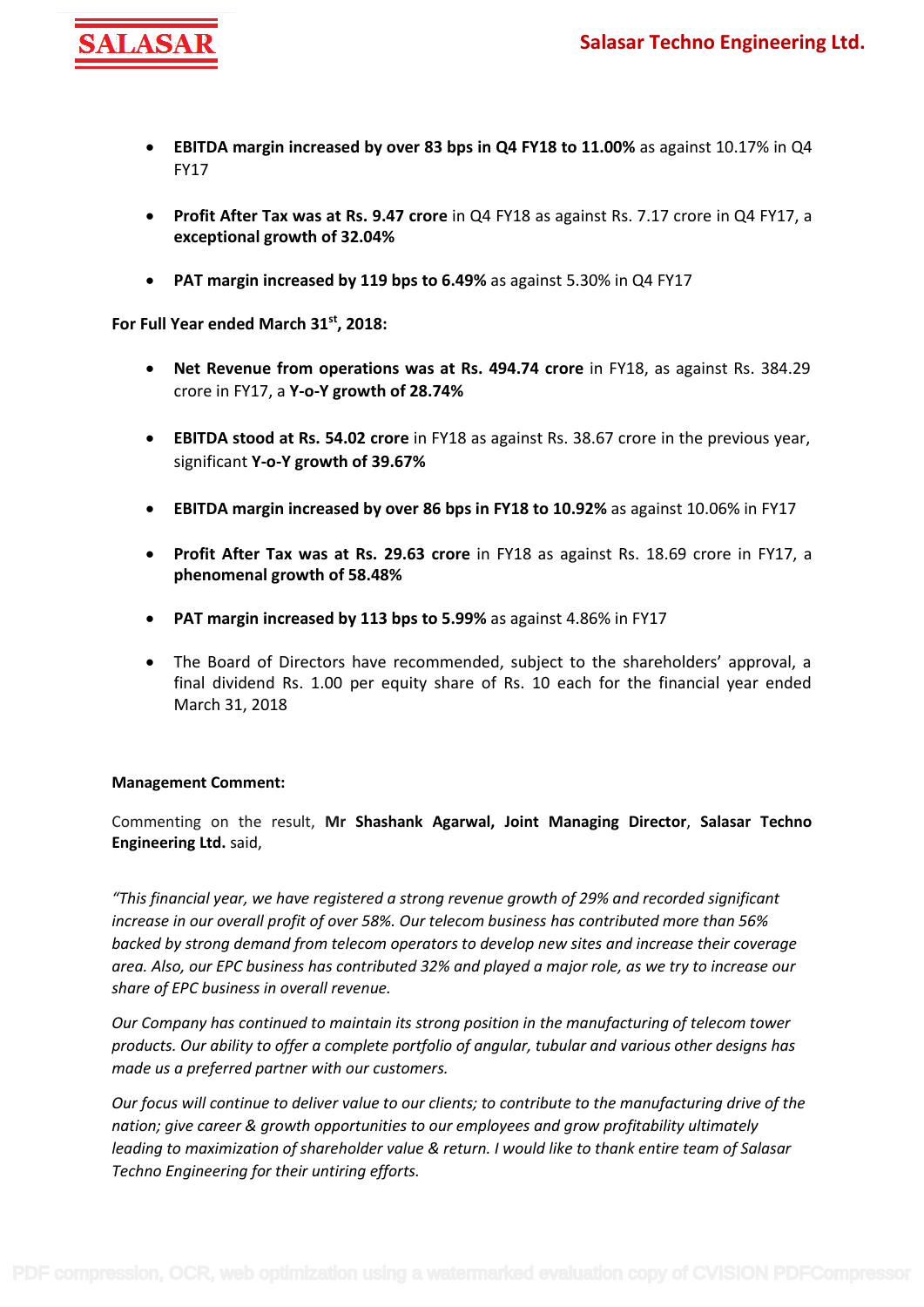- **EBITDA margin increased by over 83 bps in Q4 FY18 to 11.00%** as against 10.17% in Q4 FY17

- **Profit After Tax was at Rs. 9.47 crore** in Q4 FY18 as against Rs. 7.17 crore in Q4 FY17, a **exceptional growth of 32.04%**

- **PAT margin increased by 119 bps to 6.49%** as against 5.30% in Q4 FY17

**For Full Year ended March 31st, 2018:**

- **Net Revenue from operations was at Rs. 494.74 crore** in FY18, as against Rs. 384.29 crore in FY17, a **Y-o-Y growth of 28.74%**

- **EBITDA stood at Rs. 54.02 crore** in FY18 as against Rs. 38.67 crore in the previous year, significant **Y-o-Y growth of 39.67%**

- **EBITDA margin increased by over 86 bps in FY18 to 10.92%** as against 10.06% in FY17

- **Profit After Tax was at Rs. 29.63 crore** in FY18 as against Rs. 18.69 crore in FY17, a **phenomenal growth of 58.48%**

- **PAT margin increased by 113 bps to 5.99%** as against 4.86% in FY17

- The Board of Directors have recommended, subject to the shareholders' approval, a final dividend Rs. 1.00 per equity share of Rs. 10 each for the financial year ended March 31, 2018

**Management Comment:**

Commenting on the result, **Mr Shashank Agarwal, Joint Managing Director**, **Salasar Techno Engineering Ltd.** said,

*"This financial year, we have registered a strong revenue growth of 29% and recorded significant increase in our overall profit of over 58%. Our telecom business has contributed more than 56% backed by strong demand from telecom operators to develop new sites and increase their coverage area. Also, our EPC business has contributed 32% and played a major role, as we try to increase our share of EPC business in overall revenue.*

*Our Company has continued to maintain its strong position in the manufacturing of telecom tower products. Our ability to offer a complete portfolio of angular, tubular and various other designs has made us a preferred partner with our customers.*

*Our focus will continue to deliver value to our clients; to contribute to the manufacturing drive of the nation; give career & growth opportunities to our employees and grow profitability ultimately leading to maximization of shareholder value & return. I would like to thank entire team of Salasar Techno Engineering for their untiring efforts.*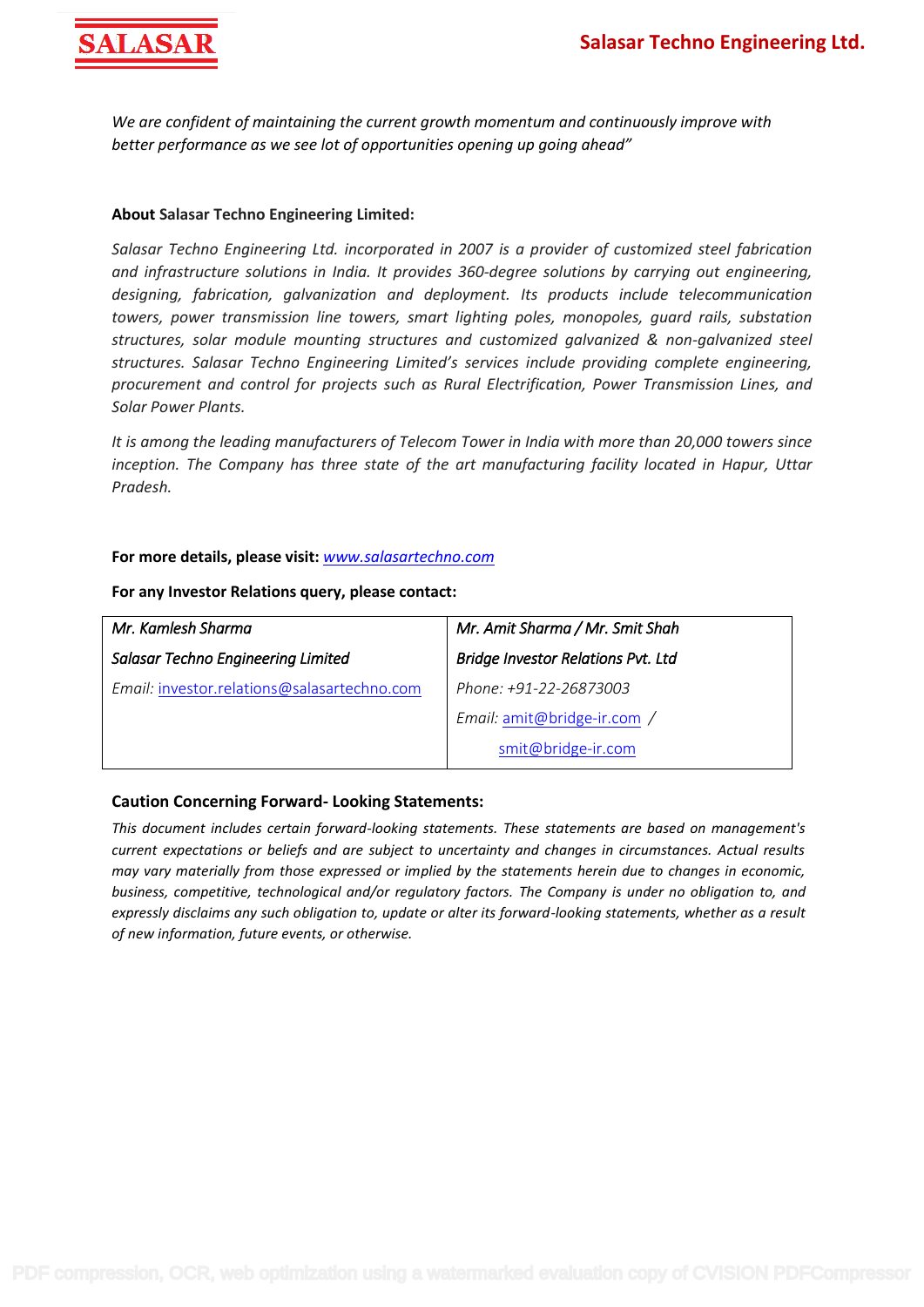*We are confident of maintaining the current growth momentum and continuously improve with better performance as we see lot of opportunities opening up going ahead"*

**About Salasar Techno Engineering Limited:**

*Salasar Techno Engineering Ltd. incorporated in 2007 is a provider of customized steel fabrication and infrastructure solutions in India. It provides 360-degree solutions by carrying out engineering, designing, fabrication, galvanization and deployment. Its products include telecommunication towers, power transmission line towers, smart lighting poles, monopoles, guard rails, substation structures, solar module mounting structures and customized galvanized & non-galvanized steel structures. Salasar Techno Engineering Limited's services include providing complete engineering, procurement and control for projects such as Rural Electrification, Power Transmission Lines, and Solar Power Plants.*

*It is among the leading manufacturers of Telecom Tower in India with more than 20,000 towers since inception. The Company has three state of the art manufacturing facility located in Hapur, Uttar Pradesh.*

**For more details, please visit:** *www.salasartechno.com*

**For any Investor Relations query, please contact:**

| | |
|---|---|
| *Mr. Kamlesh Sharma* | *Mr. Amit Sharma / Mr. Smit Shah* |
| *Salasar Techno Engineering Limited* | *Bridge Investor Relations Pvt. Ltd* |
| *Email:* investor.relations@salasartechno.com | *Phone: +91-22-26873003* |
| | *Email:* amit@bridge-ir.com / smit@bridge-ir.com |

**Caution Concerning Forward- Looking Statements:**

*This document includes certain forward-looking statements. These statements are based on management's current expectations or beliefs and are subject to uncertainty and changes in circumstances. Actual results may vary materially from those expressed or implied by the statements herein due to changes in economic, business, competitive, technological and/or regulatory factors. The Company is under no obligation to, and expressly disclaims any such obligation to, update or alter its forward-looking statements, whether as a result of new information, future events, or otherwise.*